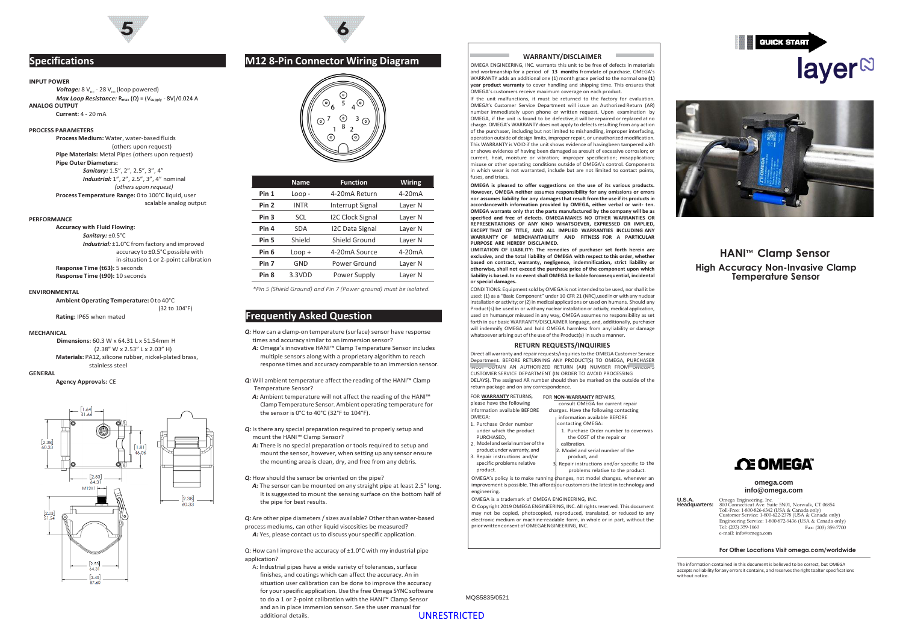## Specifications

**INPUT POWER**

*Voltage:* 8 $V_{DC}$ - 28 $V_{DC}$ (loop powered)

*Max Loop Resistance:* $R_{max}$ (Ω) = ($V_{supply}$ - 8V)/0.024 A

**ANALOG OUTPUT**

**Current:** 4 - 20 mA

**PROCESS PARAMETERS**

**Process Medium:** Water, water-based fluids (others upon request)

**Pipe Materials:** Metal Pipes (others upon request)

**Pipe Outer Diameters:**

*Sanitary:* 1.5", 2", 2.5", 3", 4"

*Industrial:* 1", 2", 2.5", 3", 4" nominal

*(others upon request)*

**Process Temperature Range:** 0 to 100°C liquid, user scalable analog output

**PERFORMANCE**

**Accuracy with Fluid Flowing:**

*Sanitary:* ±0.5°C

*Industrial:* ±1.0°C from factory and improved accuracy to ±0.5°C possible with in-situation 1 or 2-point calibration

**Response Time (t63):** 5 seconds

**Response Time (t90):** 10 seconds

**ENVIRONMENTAL**

**Ambient Operating Temperature:** 0 to 40°C (32 to 104°F)

**Rating:** IP65 when mated

**MECHANICAL**

**Dimensions:** 60.3 W x 64.31 L x 51.54mm H (2.38" W x 2.53" L x 2.03" H)

**Materials:** PA12, silicone rubber, nickel-plated brass, stainless steel

**GENERAL**

**Agency Approvals:** CE

## M12 8-Pin Connector Wiring Diagram

| | Name | Function | Wiring |
|---|---|---|---|
| Pin 1 | Loop - | 4-20mA Return | 4-20mA |
| Pin 2 | INTR | Interrupt Signal | Layer N |
| Pin 3 | SCL | I2C Clock Signal | Layer N |
| Pin 4 | SDA | I2C Data Signal | Layer N |
| Pin 5 | Shield | Shield Ground | Layer N |
| Pin 6 | Loop + | 4-20mA Source | 4-20mA |
| Pin 7 | GND | Power Ground | Layer N |
| Pin 8 | 3.3VDD | Power Supply | Layer N |

*Pin 5 (Shield Ground) and Pin 7 (Power ground) must be isolated.*

## Frequently Asked Question

*Q:* How can a clamp-on temperature (surface) sensor have response times and accuracy similar to an immersion sensor?

*A:* Omega's innovative HANI™ Clamp Temperature Sensor includes multiple sensors along with a proprietary algorithm to reach response times and accuracy comparable to an immersion sensor.

*Q:* Will ambient temperature affect the reading of the HANI™ Clamp Temperature Sensor?

*A:* Ambient temperature will not affect the reading of the HANI™ Clamp Temperature Sensor. Ambient operating temperature for the sensor is 0°C to 40°C (32°F to 104°F).

*Q:* Is there any special preparation required to properly setup and mount the HANI™ Clamp Sensor?

*A:* There is no special preparation or tools required to setup and mount the HANI™ sensor, however, when setting up any sensor ensure the mounting area is clean, dry, and free from any debris.

*Q:* How should the sensor be oriented on the pipe?

*A:* The sensor can be mounted on any straight pipe at least 2.5" long. It is suggested to mount the sensing surface on the bottom half of the pipe for best results.

*Q:* Are other pipe diameters / sizes available? Other than water-based process mediums, can other liquid viscosities be measured?

*A:* Yes, please contact us to discuss your specific application.

Q: How can I improve the accuracy of ±1.0°C with my industrial pipe application?

A: Industrial pipes have a wide variety of tolerances, surface finishes, and coatings which can affect the accuracy. An in situation user calibration can be done to improve the accuracy for your specific application. Use the free Omega SYNC software to do a 1 or 2-point calibration with the HANI™ Clamp Sensor and an in place immersion sensor. See the user manual for additional details.

### WARRANTY/DISCLAIMER

OMEGA ENGINEERING, INC. warrants this unit to be free of defects in materials and workmanship for a period of **13 months** fromdate of purchase. OMEGA's WARRANTY adds an additional one (1) month grace period to the normal **one (1) year product warranty** to cover handling and shipping time. This ensures that OMEGA's customers receive maximum coverage on each product.

If the unit malfunctions, it must be returned to the factory for evaluation. OMEGA's Customer Service Department will issue an Authorized Return (AR) number immediately upon phone or written request. Upon examination by OMEGA, if the unit is found to be defective,it will be repaired or replaced at no charge. OMEGA's WARRANTY does not apply to defects resulting from any action of the purchaser, including but not limited to mishandling, improper interfacing, operation outside of design limits, improper repair, or unauthorized modification. This WARRANTY is VOID if the unit shows evidence of havingbeen tampered with or shows evidence of having been damaged as aresult of excessive corrosion; or current, heat, moisture or vibration; improper specification; misapplication; misuse or other operating conditions outside of OMEGA's control. Components in which wear is not warranted, include but are not limited to contact points, fuses, and triacs.

**OMEGA is pleased to offer suggestions on the use of its various products. However, OMEGA neither assumes responsibility for any omissions or errors nor assumes liability for any damages that result from the use if its products in accordancewith information provided by OMEGA, either verbal or writ- ten. OMEGA warrants only that the parts manufactured by the company will be as specified and free of defects. OMEGA MAKES NO OTHER WARRANTIES OR REPRESENTATIONS OF ANY KIND WHATSOEVER, EXPRESSED OR IMPLIED, EXCEPT THAT OF TITLE, AND ALL IMPLIED WARRANTIES INCLUDING ANY WARRANTY OF MERCHANTABILITY AND FITNESS FOR A PARTICULAR PURPOSE ARE HEREBY DISCLAIMED. LIMITATION OF LIABILITY: The remedies of purchaser set forth herein are exclusive, and the total liability of OMEGA with respect to this order, whether based on contract, warranty, negligence, indemnification, strict liability or otherwise, shall not exceed the purchase price of the component upon which liability is based. In no event shall OMEGA be liable forconsequential, incidental or special damages.**

CONDITIONS: Equipment sold by OMEGA is not intended to be used, nor shall it be used: (1) as a "Basic Component" under 10 CFR 21 (NRC),used in or with any nuclear installation or activity; or (2) in medical applications or used on humans. Should any Product(s) be used in or withany nuclear installation or activity, medical application, used on humans,or misused in any way, OMEGA assumes no responsibility as set forth in our basic WARRANTY/DISCLAIMER language, and, additionally, purchaser will indemnify OMEGA and hold OMEGA harmless from anyliability or damage whatsoever arising out of the use of the Product(s) in such a manner.

### RETURN REQUESTS/INQUIRIES

Direct all warranty and repair requests/inquiries to the OMEGA Customer Service Department. BEFORE RETURNING ANY PRODUCT(S) TO OMEGA, PURCHASER MUST OBTAIN AN AUTHORIZED RETURN (AR) NUMBER FROM OMEGA'S CUSTOMER SERVICE DEPARTMENT (IN ORDER TO AVOID PROCESSING DELAYS). The assigned AR number should then be marked on the outside of the return package and on any correspondence.

FOR **WARRANTY** RETURNS, please have the following information available BEFORE contacting OMEGA:

1. Purchase Order number under which the product was PURCHASED,
2. Model and serial number of the product under warranty, and
3. Repair instructions and/or specific problems relative to the product.

FOR **NON-WARRANTY** REPAIRS, consult OMEGA for current repair charges. Have the following information available BEFORE contacting OMEGA:

1. Purchase Order number to cover the COST of the repair or calibration.
2. Model and serial number of the product, and
3. Repair instructions and/or specific problems relative to the product.

OMEGA's policy is to make running changes, not model changes, whenever an improvement is possible. This affords our customers the latest in technology and engineering.

OMEGA is a trademark of OMEGA ENGINEERING, INC.

© Copyright 2019 OMEGA ENGINEERING, INC. All rights reserved. This document may not be copied, photocopied, reproduced, translated, or reduced to any electronic medium or machine-readable form, in whole or in part, without the prior written consent of OMEGAENGINEERING, INC.

MQS5835/0521

QUICK START

layer N

# HANI™ Clamp Sensor

## High Accuracy Non-Invasive Clamp Temperature Sensor

OMEGA™

**omega.com**
**info@omega.com**

**U.S.A. Headquarters:** Omega Engineering, Inc.
800 Connecticut Ave. Suite 5N01, Norwalk, CT 06854
Toll-Free: 1-800-826-6342 (USA & Canada only)
Customer Service: 1-800-622-2378 (USA & Canada only)
Engineering Service: 1-800-872-9436 (USA & Canada only)
Tel: (203) 359-1660 Fax: (203) 359-7700
e-mail: info@omega.com

**For Other Locations Visit omega.com/worldwide**

The information contained in this document is believed to be correct, but OMEGA accepts no liability for any errors it contains, and reserves the right toalter specifications without notice.

UNRESTRICTED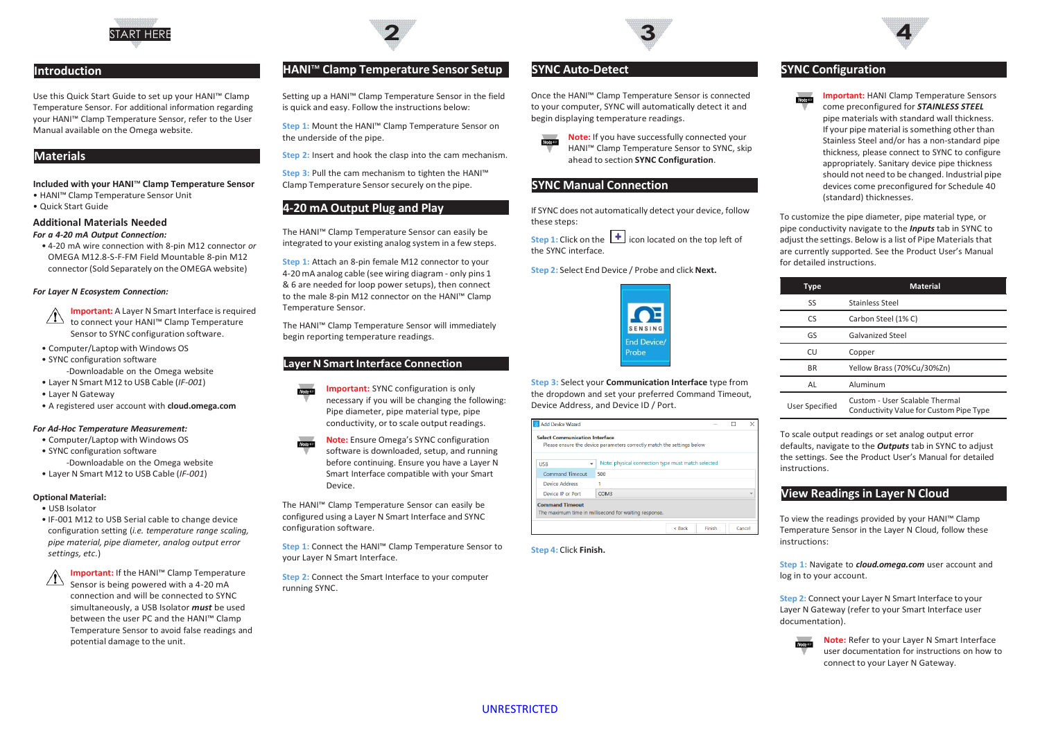START HERE

## Introduction

Use this Quick Start Guide to set up your HANI™ Clamp Temperature Sensor. For additional information regarding your HANI™ Clamp Temperature Sensor, refer to the User Manual available on the Omega website.

## Materials

**Included with your HANI™ Clamp Temperature Sensor**

- HANI™ Clamp Temperature Sensor Unit
- Quick Start Guide

### Additional Materials Needed

***For a 4-20 mA Output Connection:***

- 4-20 mA wire connection with 8-pin M12 connector *or* OMEGA M12.8-S-F-FM Field Mountable 8-pin M12 connector (Sold Separately on the OMEGA website)

***For Layer N Ecosystem Connection:***

**Important:** A Layer N Smart Interface is required to connect your HANI™ Clamp Temperature Sensor to SYNC configuration software.

- Computer/Laptop with Windows OS
- SYNC configuration software
  -Downloadable on the Omega website
- Layer N Smart M12 to USB Cable (*IF-001*)
- Layer N Gateway
- A registered user account with **cloud.omega.com**

***For Ad-Hoc Temperature Measurement:***

- Computer/Laptop with Windows OS
- SYNC configuration software
  -Downloadable on the Omega website
- Layer N Smart M12 to USB Cable (*IF-001*)

**Optional Material:**

- USB Isolator
- IF-001 M12 to USB Serial cable to change device configuration setting (*i.e. temperature range scaling, pipe material, pipe diameter, analog output error settings, etc.*)

**Important:** If the HANI™ Clamp Temperature Sensor is being powered with a 4-20 mA connection and will be connected to SYNC simultaneously, a USB Isolator ***must*** be used between the user PC and the HANI™ Clamp Temperature Sensor to avoid false readings and potential damage to the unit.

2

## HANI™ Clamp Temperature Sensor Setup

Setting up a HANI™ Clamp Temperature Sensor in the field is quick and easy. Follow the instructions below:

Step 1: Mount the HANI™ Clamp Temperature Sensor on the underside of the pipe.

Step 2: Insert and hook the clasp into the cam mechanism.

Step 3: Pull the cam mechanism to tighten the HANI™ Clamp Temperature Sensor securely on the pipe.

## 4-20 mA Output Plug and Play

The HANI™ Clamp Temperature Sensor can easily be integrated to your existing analog system in a few steps.

Step 1: Attach an 8-pin female M12 connector to your 4-20 mA analog cable (see wiring diagram - only pins 1 & 6 are needed for loop power setups), then connect to the male 8-pin M12 connector on the HANI™ Clamp Temperature Sensor.

The HANI™ Clamp Temperature Sensor will immediately begin reporting temperature readings.

## Layer N Smart Interface Connection

**Important:** SYNC configuration is only necessary if you will be changing the following: Pipe diameter, pipe material type, pipe conductivity, or to scale output readings.

**Note:** Ensure Omega's SYNC configuration software is downloaded, setup, and running before continuing. Ensure you have a Layer N Smart Interface compatible with your Smart Device.

The HANI™ Clamp Temperature Sensor can easily be configured using a Layer N Smart Interface and SYNC configuration software.

Step 1: Connect the HANI™ Clamp Temperature Sensor to your Layer N Smart Interface.

Step 2: Connect the Smart Interface to your computer running SYNC.

3

## SYNC Auto-Detect

Once the HANI™ Clamp Temperature Sensor is connected to your computer, SYNC will automatically detect it and begin displaying temperature readings.

**Note:** If you have successfully connected your HANI™ Clamp Temperature Sensor to SYNC, skip ahead to section **SYNC Configuration**.

## SYNC Manual Connection

If SYNC does not automatically detect your device, follow these steps:

Step 1: Click on the [+] icon located on the top left of the SYNC interface.

Step 2: Select End Device / Probe and click **Next.**

SENSING
End Device/ Probe

Step 3: Select your **Communication Interface** type from the dropdown and set your preferred Command Timeout, Device Address, and Device ID / Port.

Add Device Wizard
Select Communication Interface
Please ensure the device parameters correctly match the settings below
USB
Note: physical connection type must match selected
Command Timeout 500
Device Address 1
Device IP or Port COM3
Command Timeout
The maximum time in millisecond for waiting response.
< Back Finish Cancel

Step 4: Click **Finish.**

4

## SYNC Configuration

**Important:** HANI Clamp Temperature Sensors come preconfigured for ***STAINLESS STEEL*** pipe materials with standard wall thickness. If your pipe material is something other than Stainless Steel and/or has a non-standard pipe thickness, please connect to SYNC to configure appropriately. Sanitary device pipe thickness should not need to be changed. Industrial pipe devices come preconfigured for Schedule 40 (standard) thicknesses.

To customize the pipe diameter, pipe material type, or pipe conductivity navigate to the ***Inputs*** tab in SYNC to adjust the settings. Below is a list of Pipe Materials that are currently supported. See the Product User's Manual for detailed instructions.

| Type | Material |
|---|---|
| SS | Stainless Steel |
| CS | Carbon Steel (1% C) |
| GS | Galvanized Steel |
| CU | Copper |
| BR | Yellow Brass (70%Cu/30%Zn) |
| AL | Aluminum |
| User Specified | Custom - User Scalable Thermal Conductivity Value for Custom Pipe Type |

To scale output readings or set analog output error defaults, navigate to the ***Outputs*** tab in SYNC to adjust the settings. See the Product User's Manual for detailed instructions.

## View Readings in Layer N Cloud

To view the readings provided by your HANI™ Clamp Temperature Sensor in the Layer N Cloud, follow these instructions:

Step 1: Navigate to ***cloud.omega.com*** user account and log in to your account.

Step 2: Connect your Layer N Smart Interface to your Layer N Gateway (refer to your Smart Interface user documentation).

**Note:** Refer to your Layer N Smart Interface user documentation for instructions on how to connect to your Layer N Gateway.

UNRESTRICTED